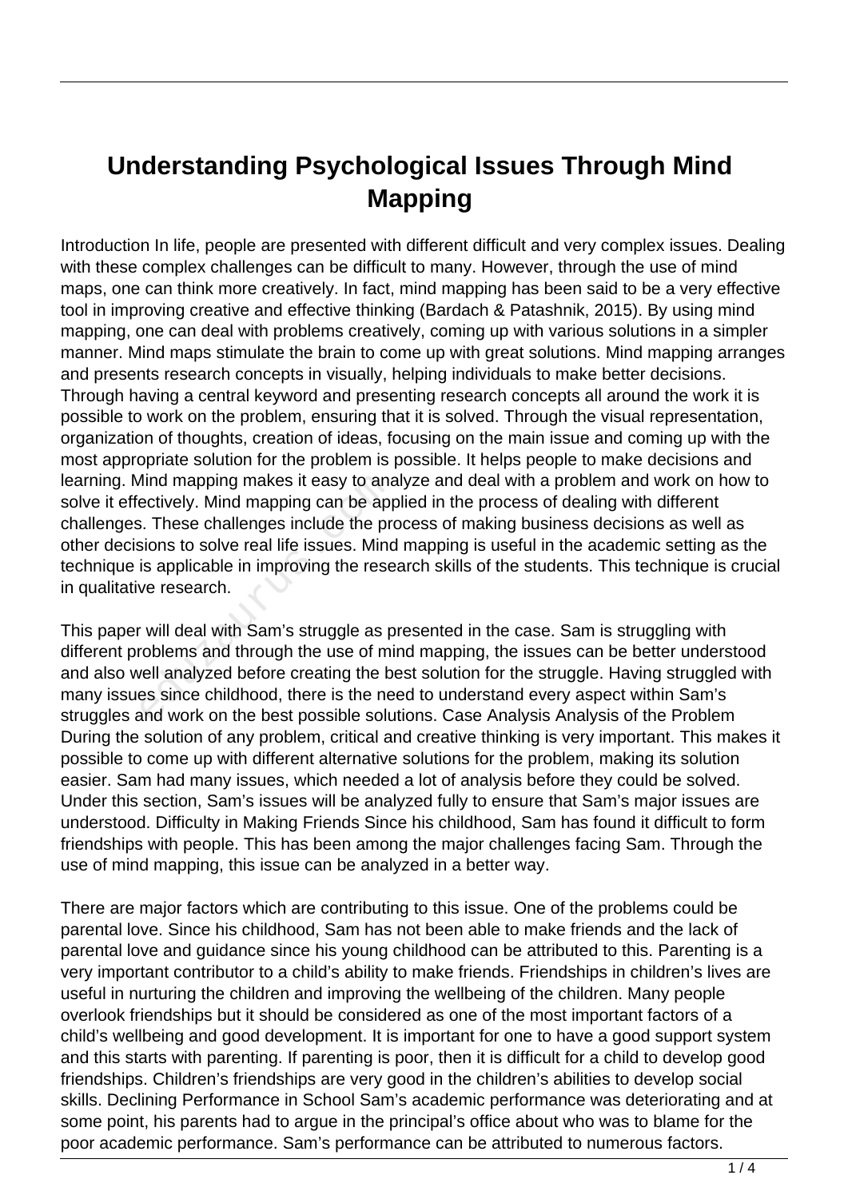# Understanding Psychological Issues Through Mind Mapping

Introduction In life, people are presented with different difficult and very complex issues. Dealing with these complex challenges can be difficult to many. However, through the use of mind maps, one can think more creatively. In fact, mind mapping has been said to be a very effective tool in improving creative and effective thinking (Bardach & Patashnik, 2015). By using mind mapping, one can deal with problems creatively, coming up with various solutions in a simpler manner. Mind maps stimulate the brain to come up with great solutions. Mind mapping arranges and presents research concepts in visually, helping individuals to make better decisions. Through having a central keyword and presenting research concepts all around the work it is possible to work on the problem, ensuring that it is solved. Through the visual representation, organization of thoughts, creation of ideas, focusing on the main issue and coming up with the most appropriate solution for the problem is possible. It helps people to make decisions and learning. Mind mapping makes it easy to analyze and deal with a problem and work on how to solve it effectively. Mind mapping can be applied in the process of dealing with different challenges. These challenges include the process of making business decisions as well as other decisions to solve real life issues. Mind mapping is useful in the academic setting as the technique is applicable in improving the research skills of the students. This technique is crucial in qualitative research.

This paper will deal with Sam's struggle as presented in the case. Sam is struggling with different problems and through the use of mind mapping, the issues can be better understood and also well analyzed before creating the best solution for the struggle. Having struggled with many issues since childhood, there is the need to understand every aspect within Sam's struggles and work on the best possible solutions. Case Analysis Analysis of the Problem During the solution of any problem, critical and creative thinking is very important. This makes it possible to come up with different alternative solutions for the problem, making its solution easier. Sam had many issues, which needed a lot of analysis before they could be solved. Under this section, Sam's issues will be analyzed fully to ensure that Sam's major issues are understood. Difficulty in Making Friends Since his childhood, Sam has found it difficult to form friendships with people. This has been among the major challenges facing Sam. Through the use of mind mapping, this issue can be analyzed in a better way.

There are major factors which are contributing to this issue. One of the problems could be parental love. Since his childhood, Sam has not been able to make friends and the lack of parental love and guidance since his young childhood can be attributed to this. Parenting is a very important contributor to a child's ability to make friends. Friendships in children's lives are useful in nurturing the children and improving the wellbeing of the children. Many people overlook friendships but it should be considered as one of the most important factors of a child's wellbeing and good development. It is important for one to have a good support system and this starts with parenting. If parenting is poor, then it is difficult for a child to develop good friendships. Children's friendships are very good in the children's abilities to develop social skills. Declining Performance in School Sam's academic performance was deteriorating and at some point, his parents had to argue in the principal's office about who was to blame for the poor academic performance. Sam's performance can be attributed to numerous factors.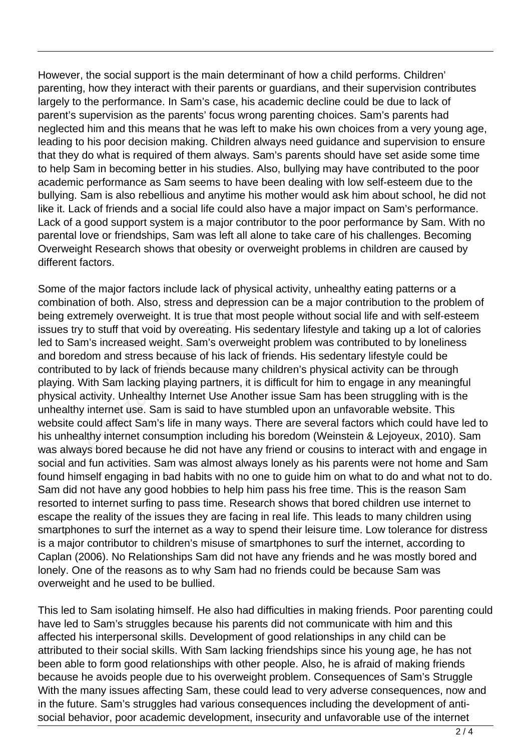However, the social support is the main determinant of how a child performs. Children' parenting, how they interact with their parents or guardians, and their supervision contributes largely to the performance. In Sam's case, his academic decline could be due to lack of parent's supervision as the parents' focus wrong parenting choices. Sam's parents had neglected him and this means that he was left to make his own choices from a very young age, leading to his poor decision making. Children always need guidance and supervision to ensure that they do what is required of them always. Sam's parents should have set aside some time to help Sam in becoming better in his studies. Also, bullying may have contributed to the poor academic performance as Sam seems to have been dealing with low self-esteem due to the bullying. Sam is also rebellious and anytime his mother would ask him about school, he did not like it. Lack of friends and a social life could also have a major impact on Sam's performance. Lack of a good support system is a major contributor to the poor performance by Sam. With no parental love or friendships, Sam was left all alone to take care of his challenges. Becoming Overweight Research shows that obesity or overweight problems in children are caused by different factors.

Some of the major factors include lack of physical activity, unhealthy eating patterns or a combination of both. Also, stress and depression can be a major contribution to the problem of being extremely overweight. It is true that most people without social life and with self-esteem issues try to stuff that void by overeating. His sedentary lifestyle and taking up a lot of calories led to Sam's increased weight. Sam's overweight problem was contributed to by loneliness and boredom and stress because of his lack of friends. His sedentary lifestyle could be contributed to by lack of friends because many children's physical activity can be through playing. With Sam lacking playing partners, it is difficult for him to engage in any meaningful physical activity. Unhealthy Internet Use Another issue Sam has been struggling with is the unhealthy internet use. Sam is said to have stumbled upon an unfavorable website. This website could affect Sam's life in many ways. There are several factors which could have led to his unhealthy internet consumption including his boredom (Weinstein & Lejoyeux, 2010). Sam was always bored because he did not have any friend or cousins to interact with and engage in social and fun activities. Sam was almost always lonely as his parents were not home and Sam found himself engaging in bad habits with no one to guide him on what to do and what not to do. Sam did not have any good hobbies to help him pass his free time. This is the reason Sam resorted to internet surfing to pass time. Research shows that bored children use internet to escape the reality of the issues they are facing in real life. This leads to many children using smartphones to surf the internet as a way to spend their leisure time. Low tolerance for distress is a major contributor to children's misuse of smartphones to surf the internet, according to Caplan (2006). No Relationships Sam did not have any friends and he was mostly bored and lonely. One of the reasons as to why Sam had no friends could be because Sam was overweight and he used to be bullied.

This led to Sam isolating himself. He also had difficulties in making friends. Poor parenting could have led to Sam's struggles because his parents did not communicate with him and this affected his interpersonal skills. Development of good relationships in any child can be attributed to their social skills. With Sam lacking friendships since his young age, he has not been able to form good relationships with other people. Also, he is afraid of making friends because he avoids people due to his overweight problem. Consequences of Sam's Struggle With the many issues affecting Sam, these could lead to very adverse consequences, now and in the future. Sam's struggles had various consequences including the development of anti-social behavior, poor academic development, insecurity and unfavorable use of the internet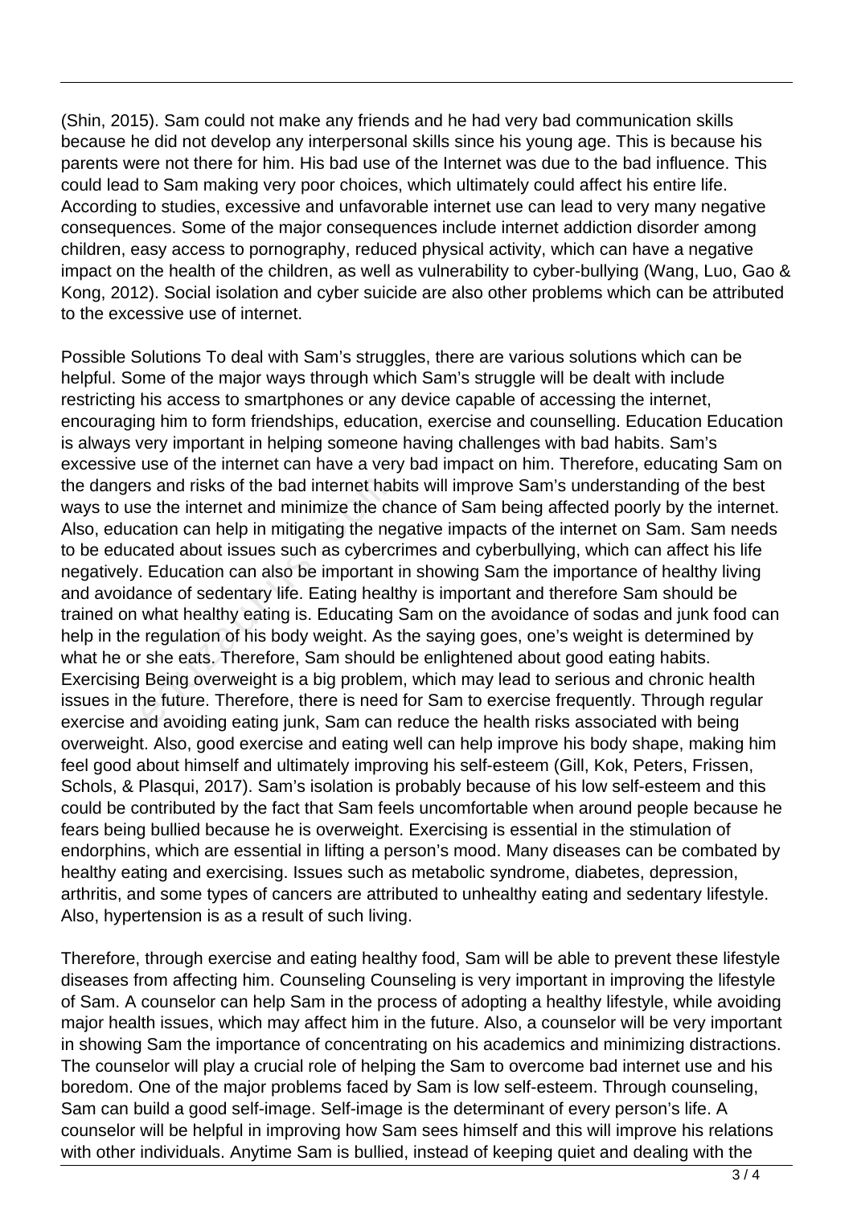(Shin, 2015). Sam could not make any friends and he had very bad communication skills because he did not develop any interpersonal skills since his young age. This is because his parents were not there for him. His bad use of the Internet was due to the bad influence. This could lead to Sam making very poor choices, which ultimately could affect his entire life. According to studies, excessive and unfavorable internet use can lead to very many negative consequences. Some of the major consequences include internet addiction disorder among children, easy access to pornography, reduced physical activity, which can have a negative impact on the health of the children, as well as vulnerability to cyber-bullying (Wang, Luo, Gao & Kong, 2012). Social isolation and cyber suicide are also other problems which can be attributed to the excessive use of internet.

Possible Solutions To deal with Sam's struggles, there are various solutions which can be helpful. Some of the major ways through which Sam's struggle will be dealt with include restricting his access to smartphones or any device capable of accessing the internet, encouraging him to form friendships, education, exercise and counselling. Education Education is always very important in helping someone having challenges with bad habits. Sam's excessive use of the internet can have a very bad impact on him. Therefore, educating Sam on the dangers and risks of the bad internet habits will improve Sam's understanding of the best ways to use the internet and minimize the chance of Sam being affected poorly by the internet. Also, education can help in mitigating the negative impacts of the internet on Sam. Sam needs to be educated about issues such as cybercrimes and cyberbullying, which can affect his life negatively. Education can also be important in showing Sam the importance of healthy living and avoidance of sedentary life. Eating healthy is important and therefore Sam should be trained on what healthy eating is. Educating Sam on the avoidance of sodas and junk food can help in the regulation of his body weight. As the saying goes, one's weight is determined by what he or she eats. Therefore, Sam should be enlightened about good eating habits. Exercising Being overweight is a big problem, which may lead to serious and chronic health issues in the future. Therefore, there is need for Sam to exercise frequently. Through regular exercise and avoiding eating junk, Sam can reduce the health risks associated with being overweight. Also, good exercise and eating well can help improve his body shape, making him feel good about himself and ultimately improving his self-esteem (Gill, Kok, Peters, Frissen, Schols, & Plasqui, 2017). Sam's isolation is probably because of his low self-esteem and this could be contributed by the fact that Sam feels uncomfortable when around people because he fears being bullied because he is overweight. Exercising is essential in the stimulation of endorphins, which are essential in lifting a person's mood. Many diseases can be combated by healthy eating and exercising. Issues such as metabolic syndrome, diabetes, depression, arthritis, and some types of cancers are attributed to unhealthy eating and sedentary lifestyle. Also, hypertension is as a result of such living.

Therefore, through exercise and eating healthy food, Sam will be able to prevent these lifestyle diseases from affecting him. Counseling Counseling is very important in improving the lifestyle of Sam. A counselor can help Sam in the process of adopting a healthy lifestyle, while avoiding major health issues, which may affect him in the future. Also, a counselor will be very important in showing Sam the importance of concentrating on his academics and minimizing distractions. The counselor will play a crucial role of helping the Sam to overcome bad internet use and his boredom. One of the major problems faced by Sam is low self-esteem. Through counseling, Sam can build a good self-image. Self-image is the determinant of every person's life. A counselor will be helpful in improving how Sam sees himself and this will improve his relations with other individuals. Anytime Sam is bullied, instead of keeping quiet and dealing with the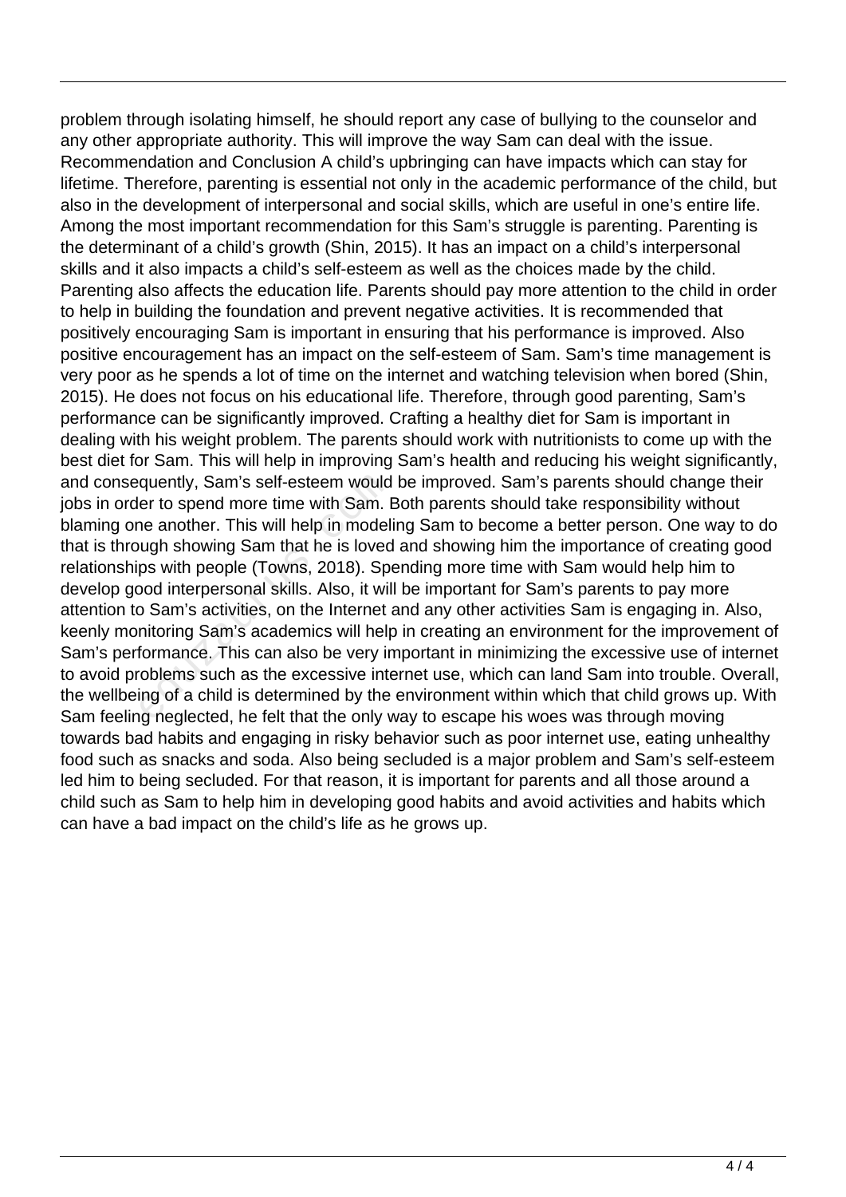problem through isolating himself, he should report any case of bullying to the counselor and any other appropriate authority. This will improve the way Sam can deal with the issue. Recommendation and Conclusion A child's upbringing can have impacts which can stay for lifetime. Therefore, parenting is essential not only in the academic performance of the child, but also in the development of interpersonal and social skills, which are useful in one's entire life. Among the most important recommendation for this Sam's struggle is parenting. Parenting is the determinant of a child's growth (Shin, 2015). It has an impact on a child's interpersonal skills and it also impacts a child's self-esteem as well as the choices made by the child. Parenting also affects the education life. Parents should pay more attention to the child in order to help in building the foundation and prevent negative activities. It is recommended that positively encouraging Sam is important in ensuring that his performance is improved. Also positive encouragement has an impact on the self-esteem of Sam. Sam's time management is very poor as he spends a lot of time on the internet and watching television when bored (Shin, 2015). He does not focus on his educational life. Therefore, through good parenting, Sam's performance can be significantly improved. Crafting a healthy diet for Sam is important in dealing with his weight problem. The parents should work with nutritionists to come up with the best diet for Sam. This will help in improving Sam's health and reducing his weight significantly, and consequently, Sam's self-esteem would be improved. Sam's parents should change their jobs in order to spend more time with Sam. Both parents should take responsibility without blaming one another. This will help in modeling Sam to become a better person. One way to do that is through showing Sam that he is loved and showing him the importance of creating good relationships with people (Towns, 2018). Spending more time with Sam would help him to develop good interpersonal skills. Also, it will be important for Sam's parents to pay more attention to Sam's activities, on the Internet and any other activities Sam is engaging in. Also, keenly monitoring Sam's academics will help in creating an environment for the improvement of Sam's performance. This can also be very important in minimizing the excessive use of internet to avoid problems such as the excessive internet use, which can land Sam into trouble. Overall, the wellbeing of a child is determined by the environment within which that child grows up. With Sam feeling neglected, he felt that the only way to escape his woes was through moving towards bad habits and engaging in risky behavior such as poor internet use, eating unhealthy food such as snacks and soda. Also being secluded is a major problem and Sam's self-esteem led him to being secluded. For that reason, it is important for parents and all those around a child such as Sam to help him in developing good habits and avoid activities and habits which can have a bad impact on the child's life as he grows up.